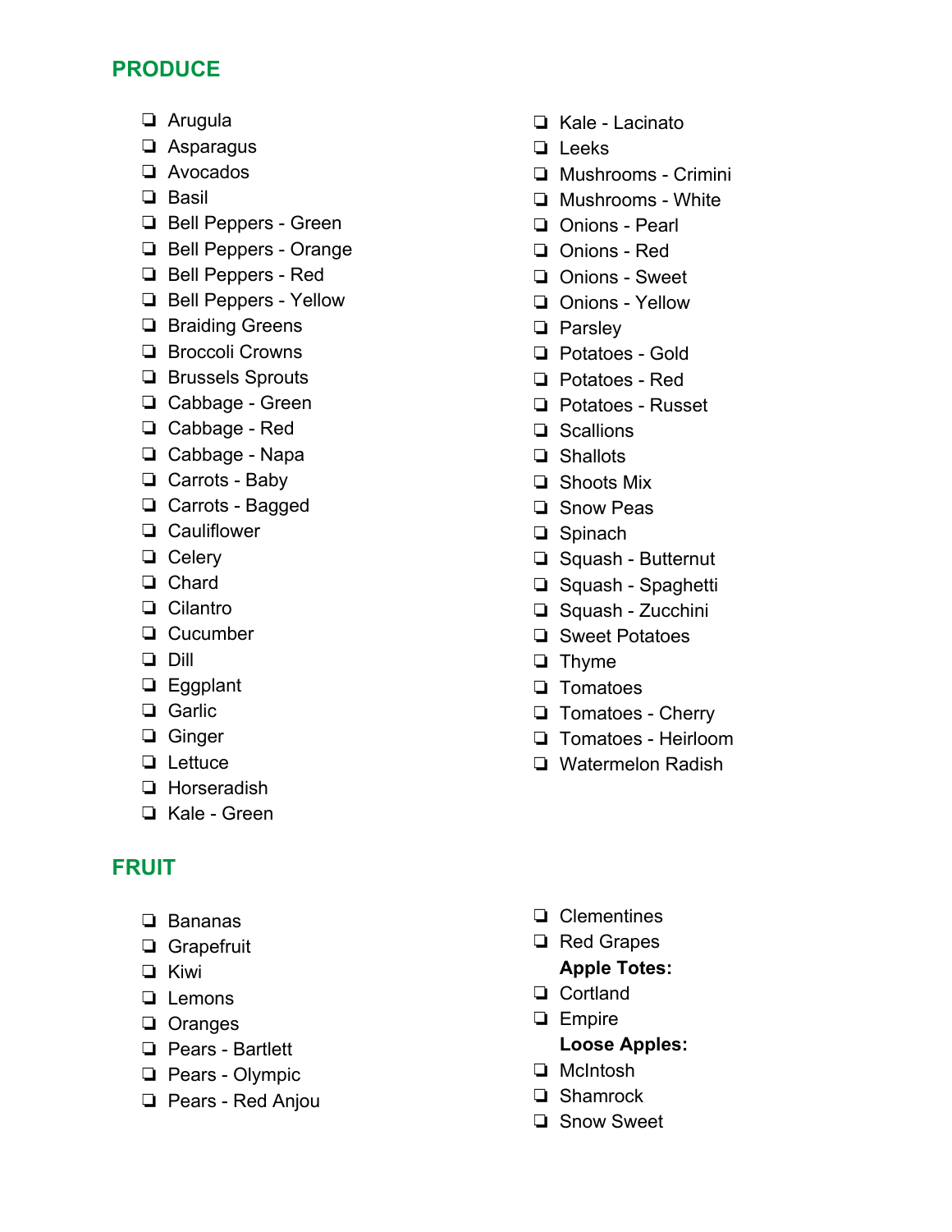## PRODUCE

- [ ] Arugula
- [ ] Asparagus
- [ ] Avocados
- [ ] Basil
- [ ] Bell Peppers - Green
- [ ] Bell Peppers - Orange
- [ ] Bell Peppers - Red
- [ ] Bell Peppers - Yellow
- [ ] Braiding Greens
- [ ] Broccoli Crowns
- [ ] Brussels Sprouts
- [ ] Cabbage - Green
- [ ] Cabbage - Red
- [ ] Cabbage - Napa
- [ ] Carrots - Baby
- [ ] Carrots - Bagged
- [ ] Cauliflower
- [ ] Celery
- [ ] Chard
- [ ] Cilantro
- [ ] Cucumber
- [ ] Dill
- [ ] Eggplant
- [ ] Garlic
- [ ] Ginger
- [ ] Lettuce
- [ ] Horseradish
- [ ] Kale - Green
- [ ] Kale - Lacinato
- [ ] Leeks
- [ ] Mushrooms - Crimini
- [ ] Mushrooms - White
- [ ] Onions - Pearl
- [ ] Onions - Red
- [ ] Onions - Sweet
- [ ] Onions - Yellow
- [ ] Parsley
- [ ] Potatoes - Gold
- [ ] Potatoes - Red
- [ ] Potatoes - Russet
- [ ] Scallions
- [ ] Shallots
- [ ] Shoots Mix
- [ ] Snow Peas
- [ ] Spinach
- [ ] Squash - Butternut
- [ ] Squash - Spaghetti
- [ ] Squash - Zucchini
- [ ] Sweet Potatoes
- [ ] Thyme
- [ ] Tomatoes
- [ ] Tomatoes - Cherry
- [ ] Tomatoes - Heirloom
- [ ] Watermelon Radish

## FRUIT

- [ ] Bananas
- [ ] Grapefruit
- [ ] Kiwi
- [ ] Lemons
- [ ] Oranges
- [ ] Pears - Bartlett
- [ ] Pears - Olympic
- [ ] Pears - Red Anjou
- [ ] Clementines
- [ ] Red Grapes

**Apple Totes:**

- [ ] Cortland
- [ ] Empire

**Loose Apples:**

- [ ] McIntosh
- [ ] Shamrock
- [ ] Snow Sweet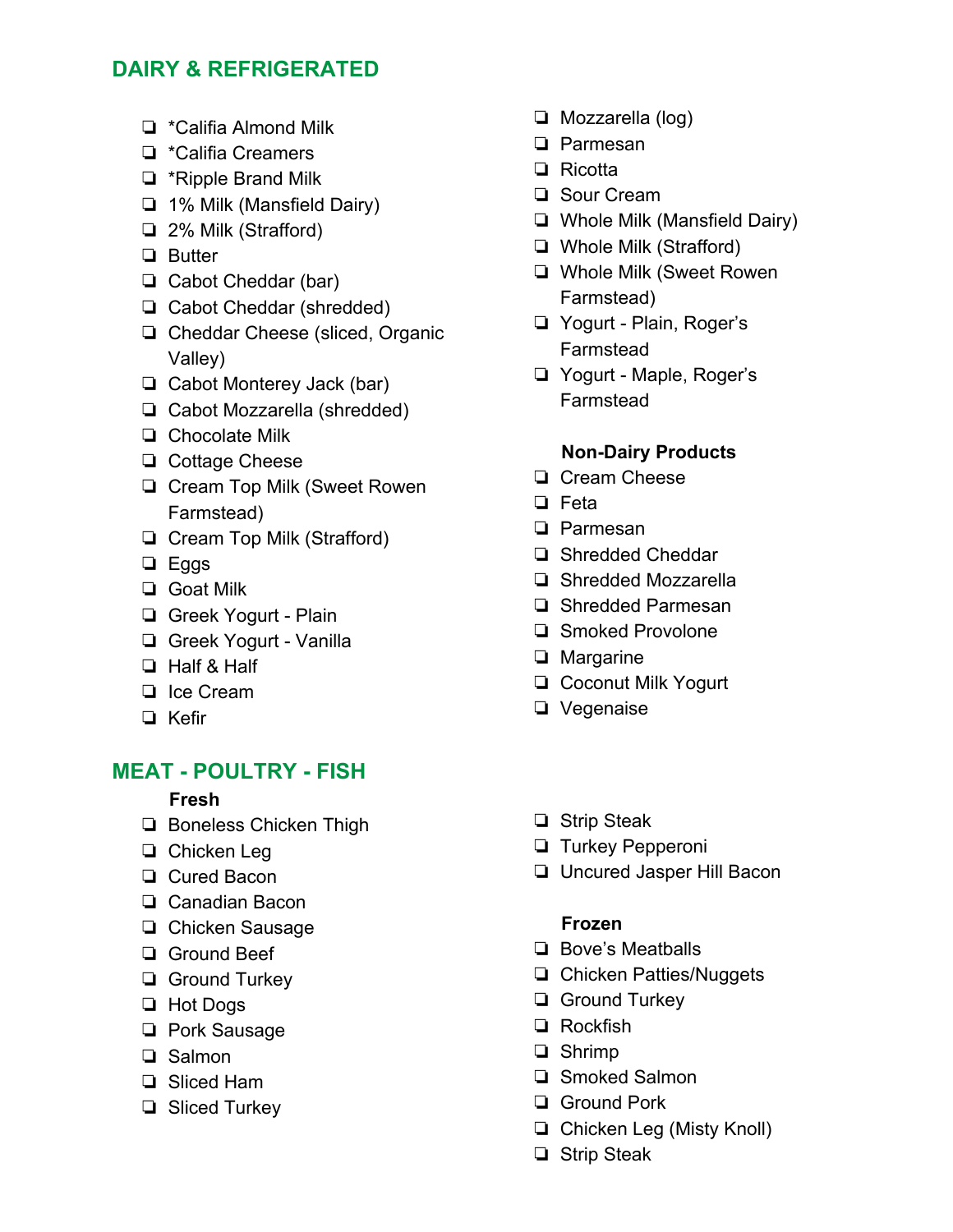## DAIRY & REFRIGERATED

- ❏ *Califia Almond Milk
- ❏ *Califia Creamers
- ❏ *Ripple Brand Milk
- ❏ 1% Milk (Mansfield Dairy)
- ❏ 2% Milk (Strafford)
- ❏ Butter
- ❏ Cabot Cheddar (bar)
- ❏ Cabot Cheddar (shredded)
- ❏ Cheddar Cheese (sliced, Organic Valley)
- ❏ Cabot Monterey Jack (bar)
- ❏ Cabot Mozzarella (shredded)
- ❏ Chocolate Milk
- ❏ Cottage Cheese
- ❏ Cream Top Milk (Sweet Rowen Farmstead)
- ❏ Cream Top Milk (Strafford)
- ❏ Eggs
- ❏ Goat Milk
- ❏ Greek Yogurt - Plain
- ❏ Greek Yogurt - Vanilla
- ❏ Half & Half
- ❏ Ice Cream
- ❏ Kefir
- ❏ Mozzarella (log)
- ❏ Parmesan
- ❏ Ricotta
- ❏ Sour Cream
- ❏ Whole Milk (Mansfield Dairy)
- ❏ Whole Milk (Strafford)
- ❏ Whole Milk (Sweet Rowen Farmstead)
- ❏ Yogurt - Plain, Roger's Farmstead
- ❏ Yogurt - Maple, Roger's Farmstead

**Non-Dairy Products**

- ❏ Cream Cheese
- ❏ Feta
- ❏ Parmesan
- ❏ Shredded Cheddar
- ❏ Shredded Mozzarella
- ❏ Shredded Parmesan
- ❏ Smoked Provolone
- ❏ Margarine
- ❏ Coconut Milk Yogurt
- ❏ Vegenaise

## MEAT - POULTRY - FISH

**Fresh**

- ❏ Boneless Chicken Thigh
- ❏ Chicken Leg
- ❏ Cured Bacon
- ❏ Canadian Bacon
- ❏ Chicken Sausage
- ❏ Ground Beef
- ❏ Ground Turkey
- ❏ Hot Dogs
- ❏ Pork Sausage
- ❏ Salmon
- ❏ Sliced Ham
- ❏ Sliced Turkey
- ❏ Strip Steak
- ❏ Turkey Pepperoni
- ❏ Uncured Jasper Hill Bacon

**Frozen**

- ❏ Bove's Meatballs
- ❏ Chicken Patties/Nuggets
- ❏ Ground Turkey
- ❏ Rockfish
- ❏ Shrimp
- ❏ Smoked Salmon
- ❏ Ground Pork
- ❏ Chicken Leg (Misty Knoll)
- ❏ Strip Steak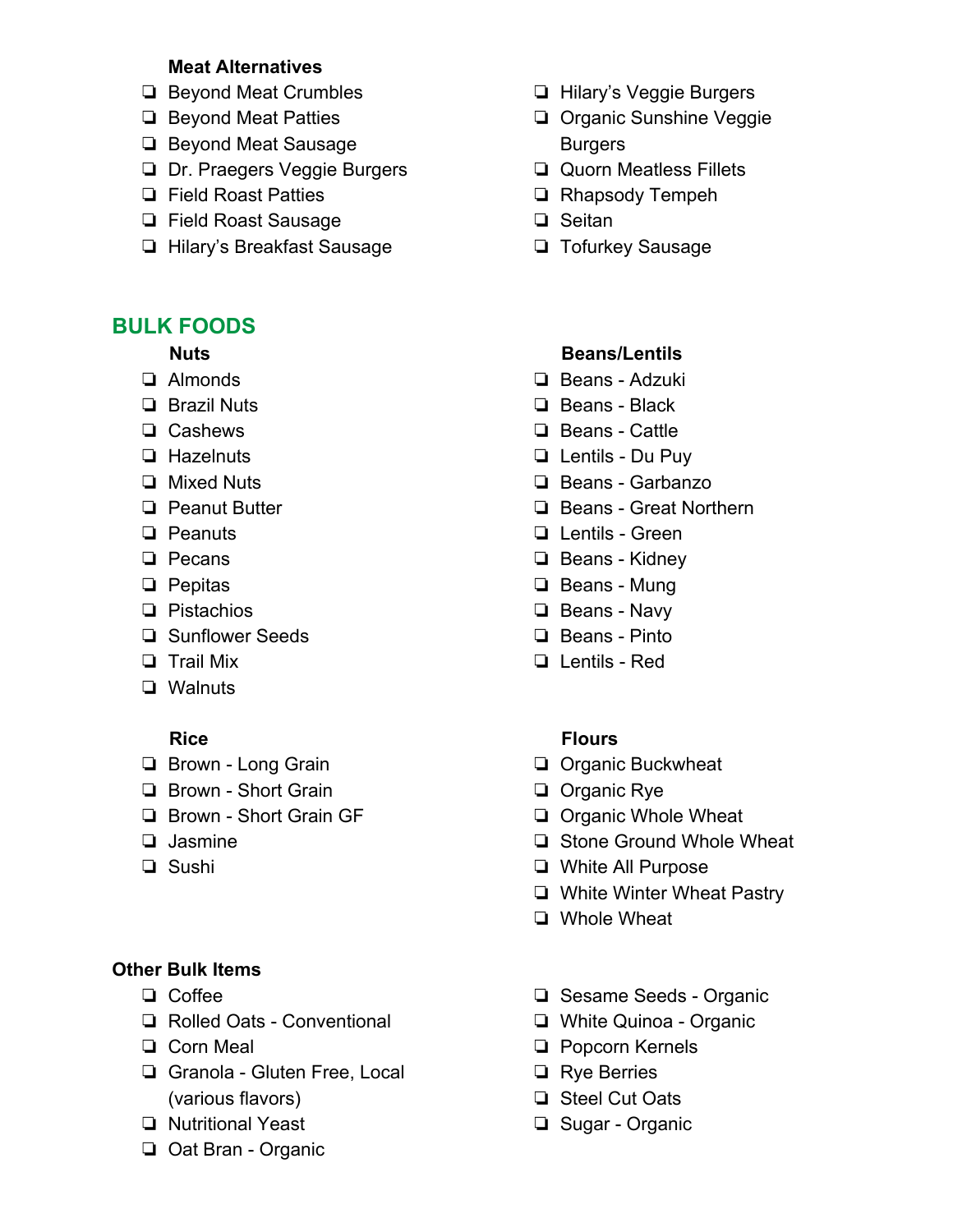### Meat Alternatives

- ❏ Beyond Meat Crumbles
- ❏ Beyond Meat Patties
- ❏ Beyond Meat Sausage
- ❏ Dr. Praegers Veggie Burgers
- ❏ Field Roast Patties
- ❏ Field Roast Sausage
- ❏ Hilary's Breakfast Sausage
- ❏ Hilary's Veggie Burgers
- ❏ Organic Sunshine Veggie Burgers
- ❏ Quorn Meatless Fillets
- ❏ Rhapsody Tempeh
- ❏ Seitan
- ❏ Tofurkey Sausage

## BULK FOODS

### Nuts

- ❏ Almonds
- ❏ Brazil Nuts
- ❏ Cashews
- ❏ Hazelnuts
- ❏ Mixed Nuts
- ❏ Peanut Butter
- ❏ Peanuts
- ❏ Pecans
- ❏ Pepitas
- ❏ Pistachios
- ❏ Sunflower Seeds
- ❏ Trail Mix
- ❏ Walnuts

### Beans/Lentils

- ❏ Beans - Adzuki
- ❏ Beans - Black
- ❏ Beans - Cattle
- ❏ Lentils - Du Puy
- ❏ Beans - Garbanzo
- ❏ Beans - Great Northern
- ❏ Lentils - Green
- ❏ Beans - Kidney
- ❏ Beans - Mung
- ❏ Beans - Navy
- ❏ Beans - Pinto
- ❏ Lentils - Red

### Rice

- ❏ Brown - Long Grain
- ❏ Brown - Short Grain
- ❏ Brown - Short Grain GF
- ❏ Jasmine
- ❏ Sushi

### Flours

- ❏ Organic Buckwheat
- ❏ Organic Rye
- ❏ Organic Whole Wheat
- ❏ Stone Ground Whole Wheat
- ❏ White All Purpose
- ❏ White Winter Wheat Pastry
- ❏ Whole Wheat

### Other Bulk Items

- ❏ Coffee
- ❏ Rolled Oats - Conventional
- ❏ Corn Meal
- ❏ Granola - Gluten Free, Local (various flavors)
- ❏ Nutritional Yeast
- ❏ Oat Bran - Organic
- ❏ Sesame Seeds - Organic
- ❏ White Quinoa - Organic
- ❏ Popcorn Kernels
- ❏ Rye Berries
- ❏ Steel Cut Oats
- ❏ Sugar - Organic